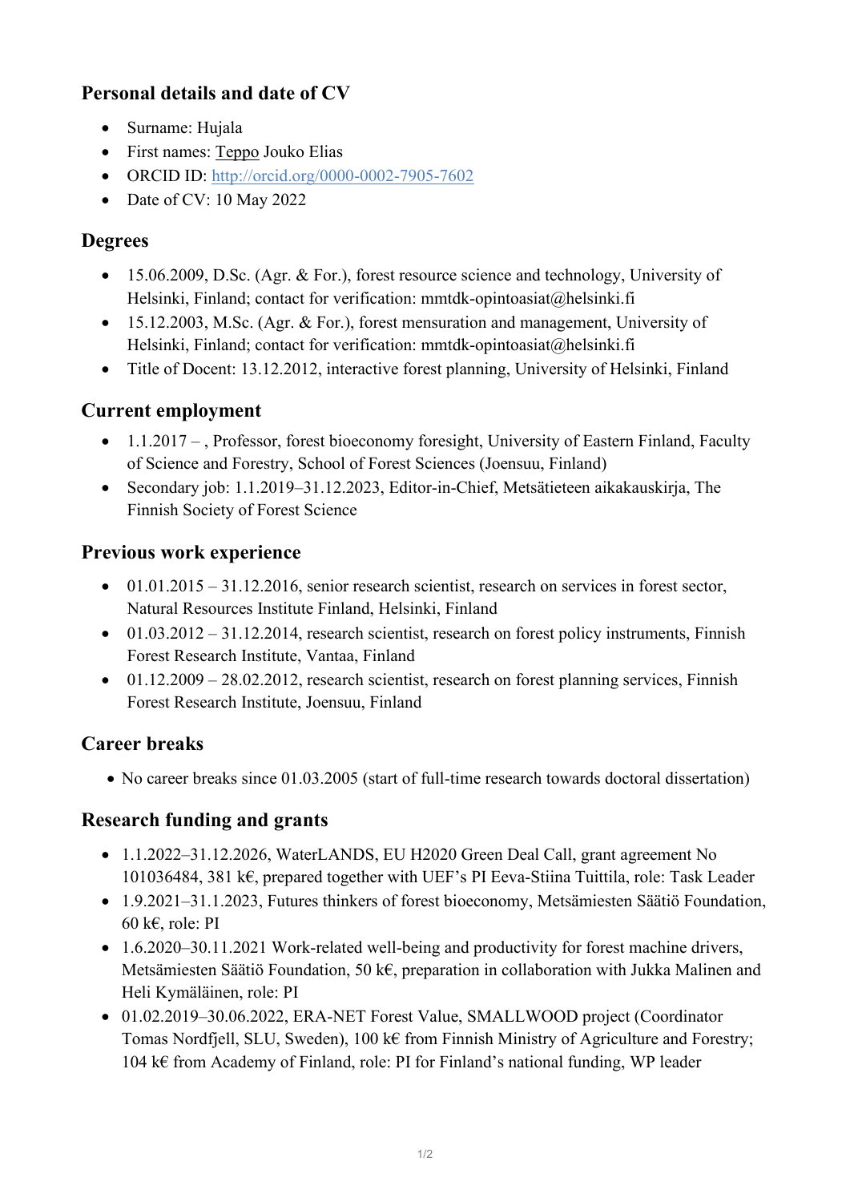## Personal details and date of CV

- Surname: Hujala
- First names: Teppo Jouko Elias
- ORCID ID: http://orcid.org/0000-0002-7905-7602
- Date of CV: 10 May 2022

## Degrees

- 15.06.2009, D.Sc. (Agr. & For.), forest resource science and technology, University of Helsinki, Finland; contact for verification: mmtdk-opintoasiat@helsinki.fi
- 15.12.2003, M.Sc. (Agr. & For.), forest mensuration and management, University of Helsinki, Finland; contact for verification: mmtdk-opintoasiat@helsinki.fi
- Title of Docent: 13.12.2012, interactive forest planning, University of Helsinki, Finland

## Current employment

- 1.1.2017 – , Professor, forest bioeconomy foresight, University of Eastern Finland, Faculty of Science and Forestry, School of Forest Sciences (Joensuu, Finland)
- Secondary job: 1.1.2019–31.12.2023, Editor-in-Chief, Metsätieteen aikakauskirja, The Finnish Society of Forest Science

## Previous work experience

- 01.01.2015 – 31.12.2016, senior research scientist, research on services in forest sector, Natural Resources Institute Finland, Helsinki, Finland
- 01.03.2012 – 31.12.2014, research scientist, research on forest policy instruments, Finnish Forest Research Institute, Vantaa, Finland
- 01.12.2009 – 28.02.2012, research scientist, research on forest planning services, Finnish Forest Research Institute, Joensuu, Finland

## Career breaks

- No career breaks since 01.03.2005 (start of full-time research towards doctoral dissertation)

## Research funding and grants

- 1.1.2022–31.12.2026, WaterLANDS, EU H2020 Green Deal Call, grant agreement No 101036484, 381 k€, prepared together with UEF's PI Eeva-Stiina Tuittila, role: Task Leader
- 1.9.2021–31.1.2023, Futures thinkers of forest bioeconomy, Metsämiesten Säätiö Foundation, 60 k€, role: PI
- 1.6.2020–30.11.2021 Work-related well-being and productivity for forest machine drivers, Metsämiesten Säätiö Foundation, 50 k€, preparation in collaboration with Jukka Malinen and Heli Kymäläinen, role: PI
- 01.02.2019–30.06.2022, ERA-NET Forest Value, SMALLWOOD project (Coordinator Tomas Nordfjell, SLU, Sweden), 100 k€ from Finnish Ministry of Agriculture and Forestry; 104 k€ from Academy of Finland, role: PI for Finland's national funding, WP leader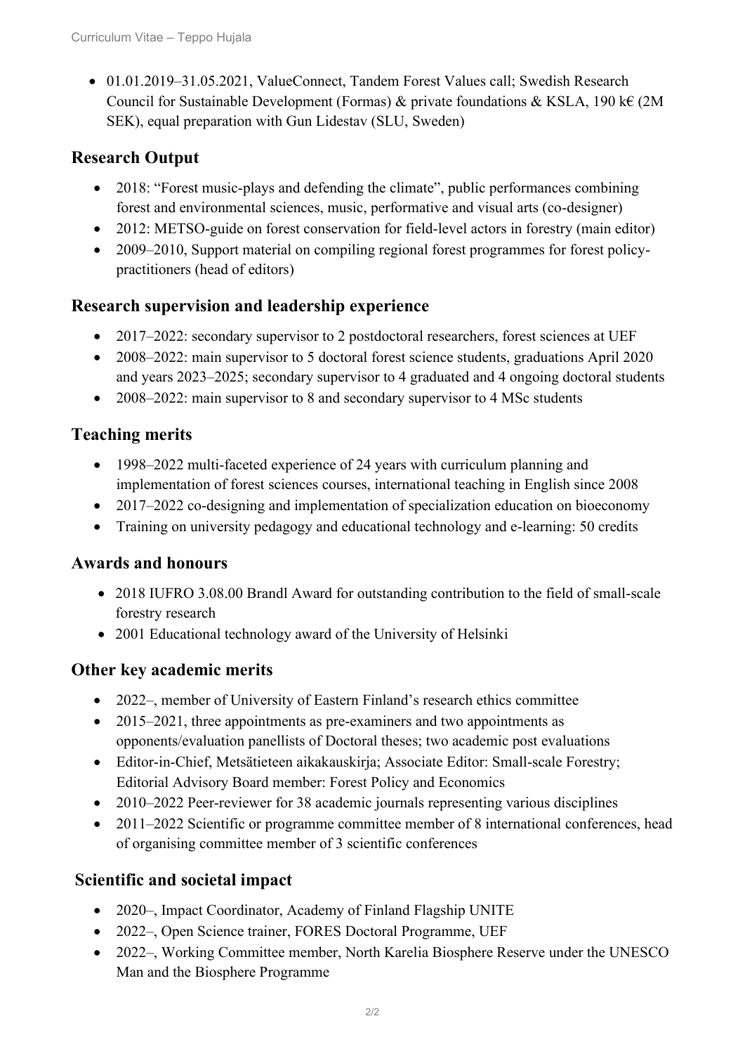- 01.01.2019–31.05.2021, ValueConnect, Tandem Forest Values call; Swedish Research Council for Sustainable Development (Formas) & private foundations & KSLA, 190 k€ (2M SEK), equal preparation with Gun Lidestav (SLU, Sweden)

## Research Output

- 2018: "Forest music-plays and defending the climate", public performances combining forest and environmental sciences, music, performative and visual arts (co-designer)
- 2012: METSO-guide on forest conservation for field-level actors in forestry (main editor)
- 2009–2010, Support material on compiling regional forest programmes for forest policy-practitioners (head of editors)

## Research supervision and leadership experience

- 2017–2022: secondary supervisor to 2 postdoctoral researchers, forest sciences at UEF
- 2008–2022: main supervisor to 5 doctoral forest science students, graduations April 2020 and years 2023–2025; secondary supervisor to 4 graduated and 4 ongoing doctoral students
- 2008–2022: main supervisor to 8 and secondary supervisor to 4 MSc students

## Teaching merits

- 1998–2022 multi-faceted experience of 24 years with curriculum planning and implementation of forest sciences courses, international teaching in English since 2008
- 2017–2022 co-designing and implementation of specialization education on bioeconomy
- Training on university pedagogy and educational technology and e-learning: 50 credits

## Awards and honours

- 2018 IUFRO 3.08.00 Brandl Award for outstanding contribution to the field of small-scale forestry research
- 2001 Educational technology award of the University of Helsinki

## Other key academic merits

- 2022–, member of University of Eastern Finland's research ethics committee
- 2015–2021, three appointments as pre-examiners and two appointments as opponents/evaluation panellists of Doctoral theses; two academic post evaluations
- Editor-in-Chief, Metsätieteen aikakauskirja; Associate Editor: Small-scale Forestry; Editorial Advisory Board member: Forest Policy and Economics
- 2010–2022 Peer-reviewer for 38 academic journals representing various disciplines
- 2011–2022 Scientific or programme committee member of 8 international conferences, head of organising committee member of 3 scientific conferences

## Scientific and societal impact

- 2020–, Impact Coordinator, Academy of Finland Flagship UNITE
- 2022–, Open Science trainer, FORES Doctoral Programme, UEF
- 2022–, Working Committee member, North Karelia Biosphere Reserve under the UNESCO Man and the Biosphere Programme